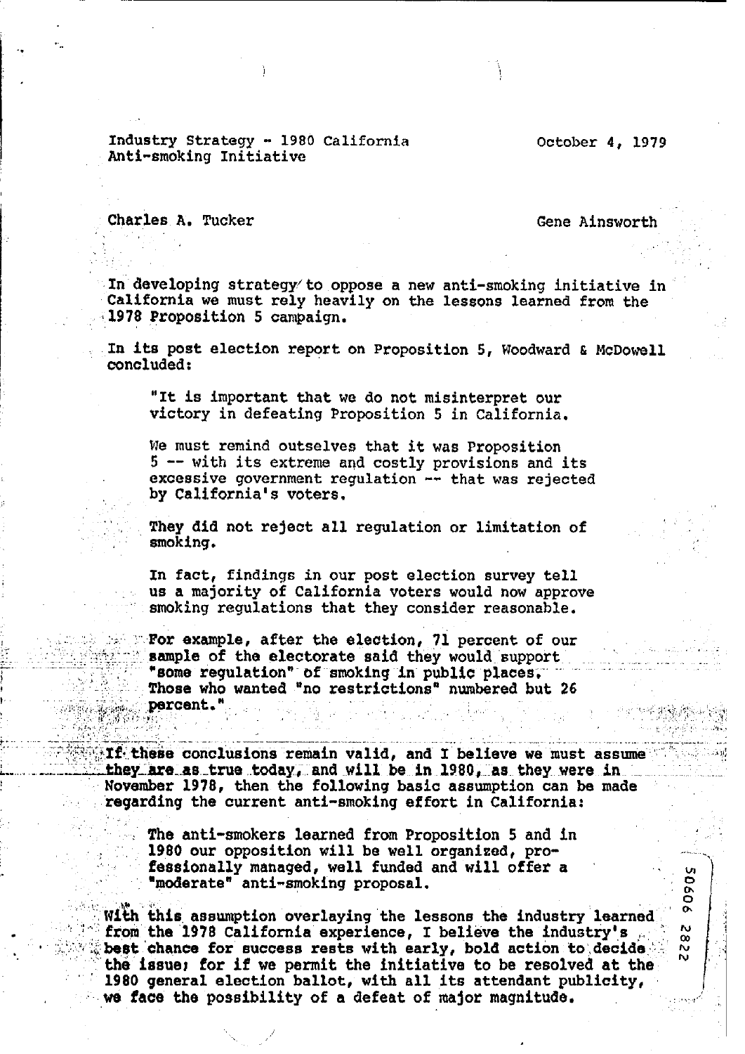Industry Strategy - 1980 California Anti-smoking Initiative

October 4, 1979

Charles A. Tucker

Gene Ainsworth

In developing strategy to oppose a new anti-smoking initiative in California we must rely heavily on the lessons learned from the 1978 Proposition 5 campaign.

In its post election report on Proposition 5, Woodward & McDowell concluded:

> "It is important that we do not misinterpret our victory in defeating Proposition 5 in California.
>
> We must remind outselves that it was Proposition 5 -- with its extreme and costly provisions and its excessive government regulation -- that was rejected by California's voters.
>
> They did not reject all regulation or limitation of smoking.
>
> In fact, findings in our post election survey tell us a majority of California voters would now approve smoking regulations that they consider reasonable.
>
> For example, after the election, 71 percent of our sample of the electorate said they would support "some regulation" of smoking in public places. Those who wanted "no restrictions" numbered but 26 percent."

If these conclusions remain valid, and I believe we must assume they are as true today, and will be in 1980, as they were in November 1978, then the following basic assumption can be made regarding the current anti-smoking effort in California:

> The anti-smokers learned from Proposition 5 and in 1980 our opposition will be well organized, professionally managed, well funded and will offer a "moderate" anti-smoking proposal.

With this assumption overlaying the lessons the industry learned from the 1978 California experience, I believe the industry's best chance for success rests with early, bold action to decide the issue; for if we permit the initiative to be resolved at the 1980 general election ballot, with all its attendant publicity, we face the possibility of a defeat of major magnitude.

50606 2822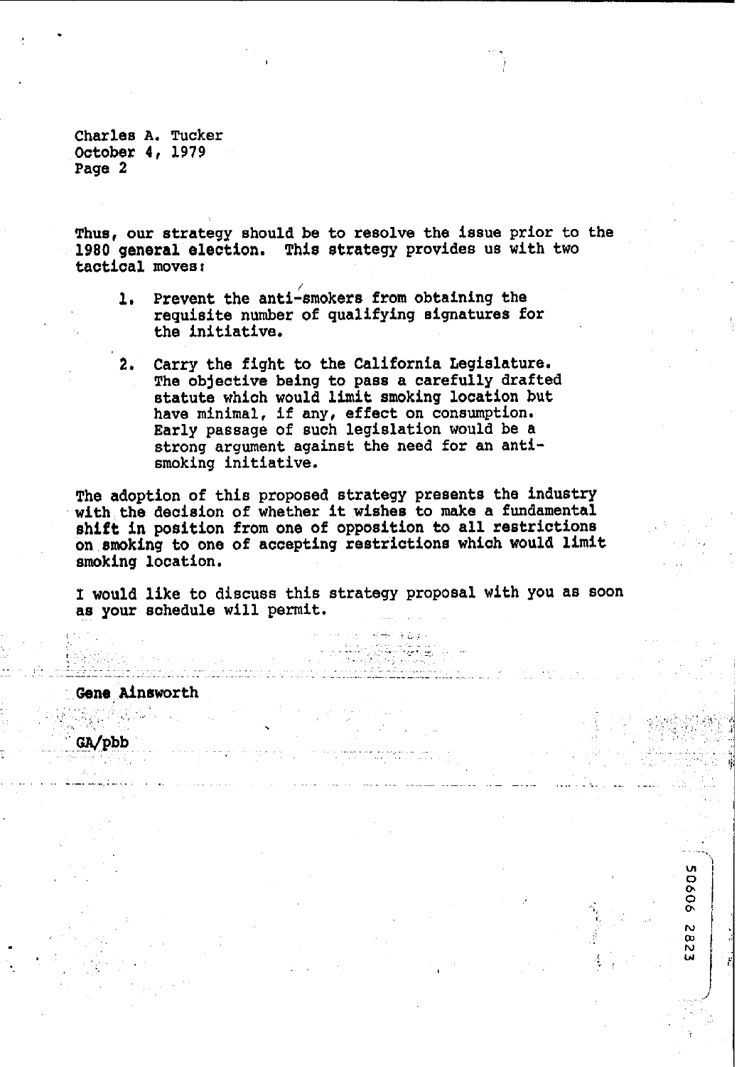Charles A. Tucker
October 4, 1979
Page 2

Thus, our strategy should be to resolve the issue prior to the 1980 general election. This strategy provides us with two tactical moves:

1. Prevent the anti-smokers from obtaining the requisite number of qualifying signatures for the initiative.

2. Carry the fight to the California Legislature. The objective being to pass a carefully drafted statute which would limit smoking location but have minimal, if any, effect on consumption. Early passage of such legislation would be a strong argument against the need for an anti-smoking initiative.

The adoption of this proposed strategy presents the industry with the decision of whether it wishes to make a fundamental shift in position from one of opposition to all restrictions on smoking to one of accepting restrictions which would limit smoking location.

I would like to discuss this strategy proposal with you as soon as your schedule will permit.

Gene Ainsworth

GA/pbb

50606 2823